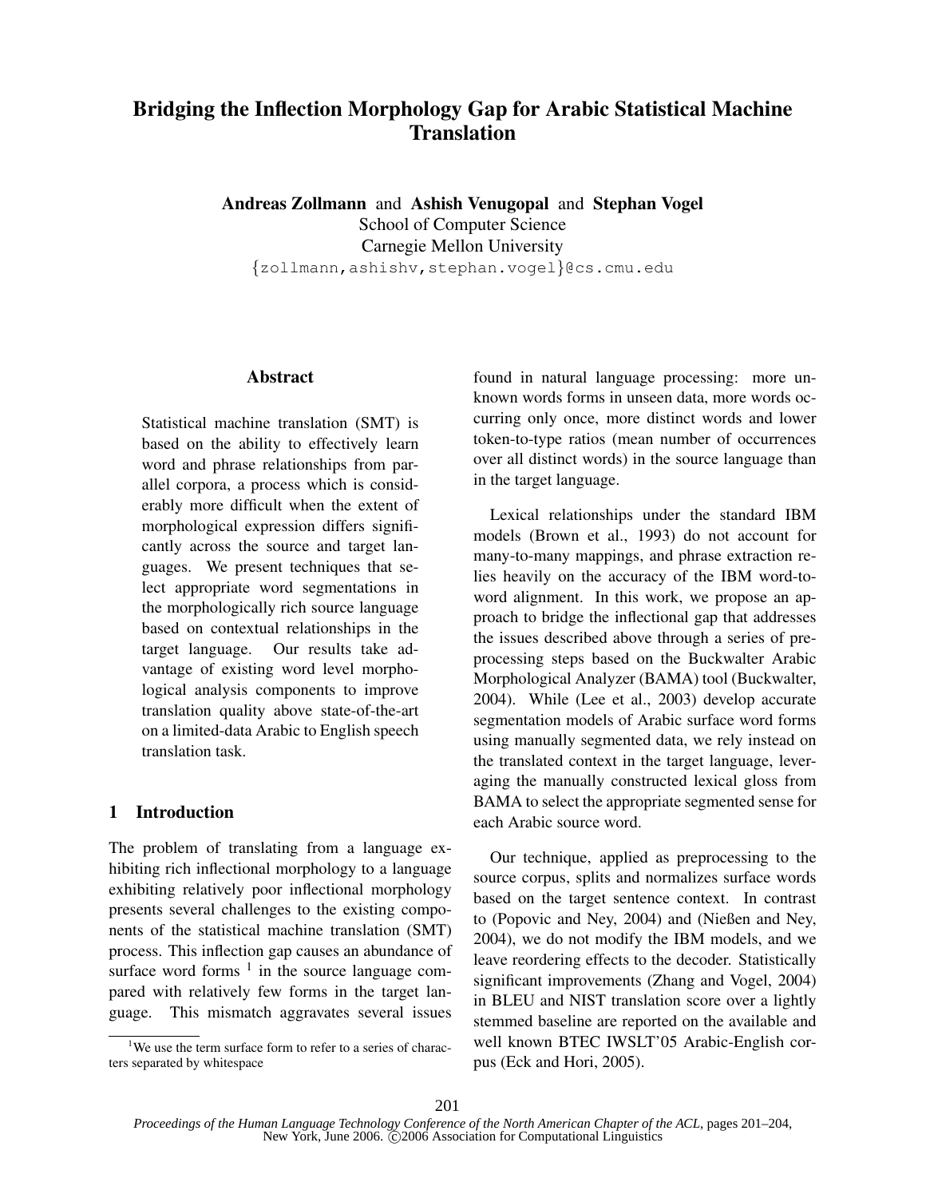# Bridging the Inflection Morphology Gap for Arabic Statistical Machine Translation

**Andreas Zollmann** and **Ashish Venugopal** and **Stephan Vogel**
School of Computer Science
Carnegie Mellon University
{zollmann,ashishv,stephan.vogel}@cs.cmu.edu

## Abstract

Statistical machine translation (SMT) is based on the ability to effectively learn word and phrase relationships from parallel corpora, a process which is considerably more difficult when the extent of morphological expression differs significantly across the source and target languages. We present techniques that select appropriate word segmentations in the morphologically rich source language based on contextual relationships in the target language. Our results take advantage of existing word level morphological analysis components to improve translation quality above state-of-the-art on a limited-data Arabic to English speech translation task.

## 1 Introduction

The problem of translating from a language exhibiting rich inflectional morphology to a language exhibiting relatively poor inflectional morphology presents several challenges to the existing components of the statistical machine translation (SMT) process. This inflection gap causes an abundance of surface word forms [1] in the source language compared with relatively few forms in the target language. This mismatch aggravates several issues found in natural language processing: more unknown words forms in unseen data, more words occurring only once, more distinct words and lower token-to-type ratios (mean number of occurrences over all distinct words) in the source language than in the target language.

Lexical relationships under the standard IBM models (Brown et al., 1993) do not account for many-to-many mappings, and phrase extraction relies heavily on the accuracy of the IBM word-to-word alignment. In this work, we propose an approach to bridge the inflectional gap that addresses the issues described above through a series of preprocessing steps based on the Buckwalter Arabic Morphological Analyzer (BAMA) tool (Buckwalter, 2004). While (Lee et al., 2003) develop accurate segmentation models of Arabic surface word forms using manually segmented data, we rely instead on the translated context in the target language, leveraging the manually constructed lexical gloss from BAMA to select the appropriate segmented sense for each Arabic source word.

Our technique, applied as preprocessing to the source corpus, splits and normalizes surface words based on the target sentence context. In contrast to (Popovic and Ney, 2004) and (Nießen and Ney, 2004), we do not modify the IBM models, and we leave reordering effects to the decoder. Statistically significant improvements (Zhang and Vogel, 2004) in BLEU and NIST translation score over a lightly stemmed baseline are reported on the available and well known BTEC IWSLT'05 Arabic-English corpus (Eck and Hori, 2005).

[1] We use the term surface form to refer to a series of characters separated by whitespace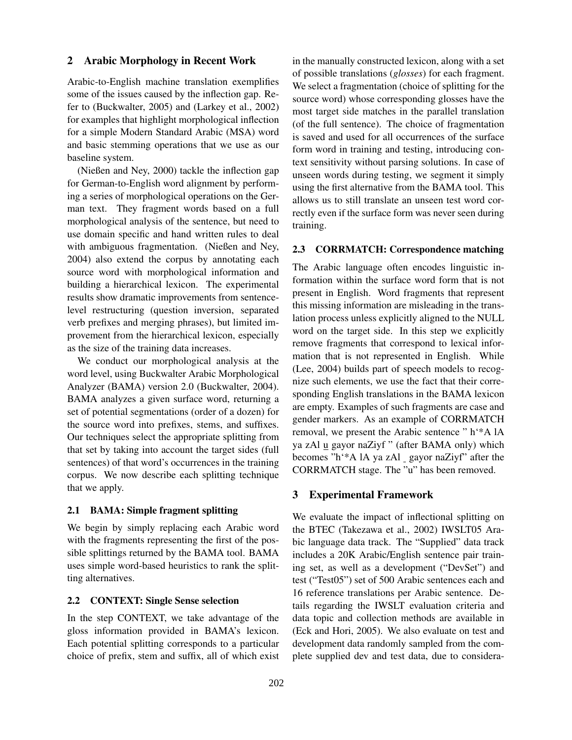## 2 Arabic Morphology in Recent Work

Arabic-to-English machine translation exemplifies some of the issues caused by the inflection gap. Refer to (Buckwalter, 2005) and (Larkey et al., 2002) for examples that highlight morphological inflection for a simple Modern Standard Arabic (MSA) word and basic stemming operations that we use as our baseline system.

(Nießen and Ney, 2000) tackle the inflection gap for German-to-English word alignment by performing a series of morphological operations on the German text. They fragment words based on a full morphological analysis of the sentence, but need to use domain specific and hand written rules to deal with ambiguous fragmentation. (Nießen and Ney, 2004) also extend the corpus by annotating each source word with morphological information and building a hierarchical lexicon. The experimental results show dramatic improvements from sentence-level restructuring (question inversion, separated verb prefixes and merging phrases), but limited improvement from the hierarchical lexicon, especially as the size of the training data increases.

We conduct our morphological analysis at the word level, using Buckwalter Arabic Morphological Analyzer (BAMA) version 2.0 (Buckwalter, 2004). BAMA analyzes a given surface word, returning a set of potential segmentations (order of a dozen) for the source word into prefixes, stems, and suffixes. Our techniques select the appropriate splitting from that set by taking into account the target sides (full sentences) of that word's occurrences in the training corpus. We now describe each splitting technique that we apply.

### 2.1 BAMA: Simple fragment splitting

We begin by simply replacing each Arabic word with the fragments representing the first of the possible splittings returned by the BAMA tool. BAMA uses simple word-based heuristics to rank the splitting alternatives.

### 2.2 CONTEXT: Single Sense selection

In the step CONTEXT, we take advantage of the gloss information provided in BAMA's lexicon. Each potential splitting corresponds to a particular choice of prefix, stem and suffix, all of which exist in the manually constructed lexicon, along with a set of possible translations (*glosses*) for each fragment. We select a fragmentation (choice of splitting for the source word) whose corresponding glosses have the most target side matches in the parallel translation (of the full sentence). The choice of fragmentation is saved and used for all occurrences of the surface form word in training and testing, introducing context sensitivity without parsing solutions. In case of unseen words during testing, we segment it simply using the first alternative from the BAMA tool. This allows us to still translate an unseen test word correctly even if the surface form was never seen during training.

### 2.3 CORRMATCH: Correspondence matching

The Arabic language often encodes linguistic information within the surface word form that is not present in English. Word fragments that represent this missing information are misleading in the translation process unless explicitly aligned to the NULL word on the target side. In this step we explicitly remove fragments that correspond to lexical information that is not represented in English. While (Lee, 2004) builds part of speech models to recognize such elements, we use the fact that their corresponding English translations in the BAMA lexicon are empty. Examples of such fragments are case and gender markers. As an example of CORRMATCH removal, we present the Arabic sentence " h'*A lA ya zAl u gayor naZiyf " (after BAMA only) which becomes "h'*A lA ya zAl _ gayor naZiyf" after the CORRMATCH stage. The "u" has been removed.

## 3 Experimental Framework

We evaluate the impact of inflectional splitting on the BTEC (Takezawa et al., 2002) IWSLT05 Arabic language data track. The "Supplied" data track includes a 20K Arabic/English sentence pair training set, as well as a development ("DevSet") and test ("Test05") set of 500 Arabic sentences each and 16 reference translations per Arabic sentence. Details regarding the IWSLT evaluation criteria and data topic and collection methods are available in (Eck and Hori, 2005). We also evaluate on test and development data randomly sampled from the complete supplied dev and test data, due to considera-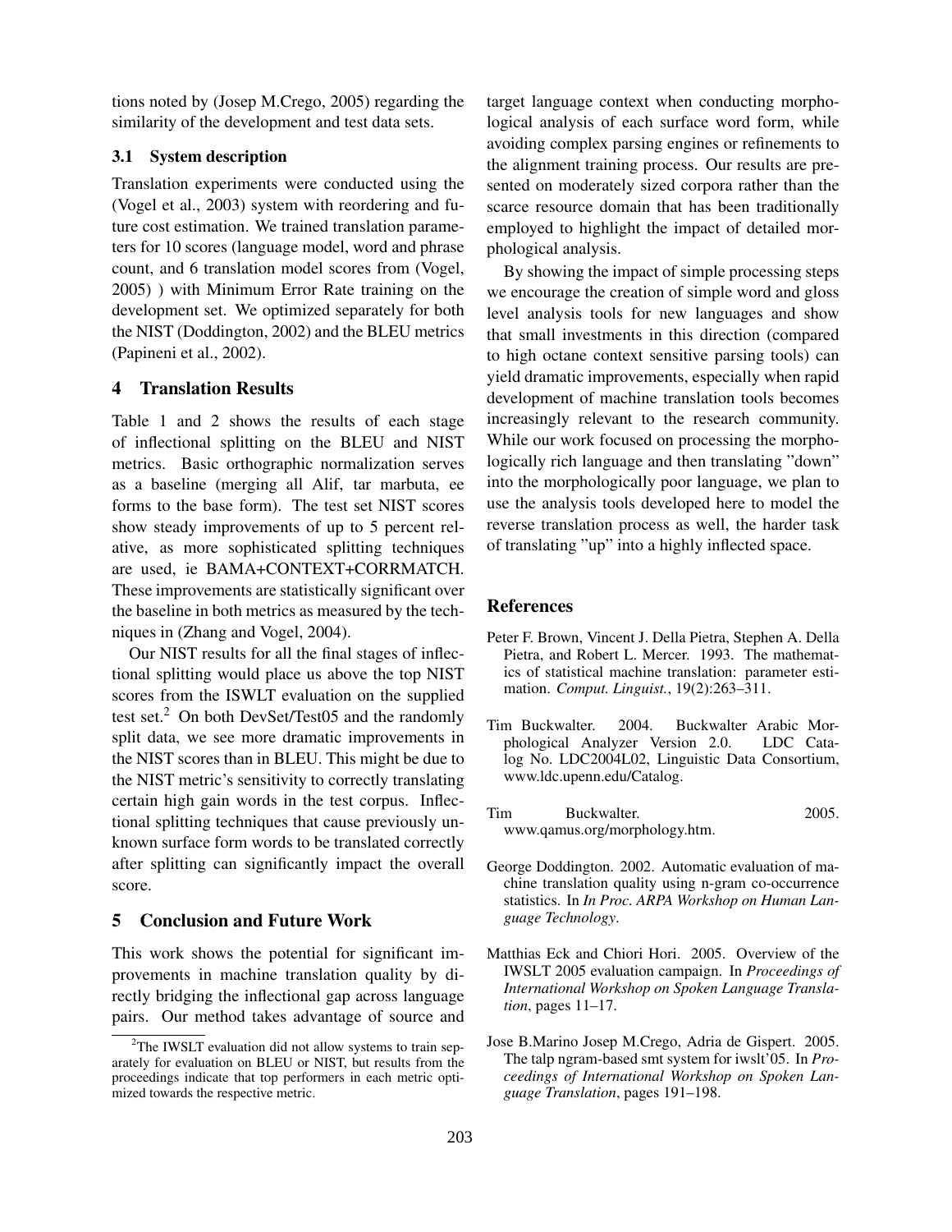tions noted by (Josep M.Crego, 2005) regarding the similarity of the development and test data sets.

### 3.1 System description

Translation experiments were conducted using the (Vogel et al., 2003) system with reordering and future cost estimation. We trained translation parameters for 10 scores (language model, word and phrase count, and 6 translation model scores from (Vogel, 2005) ) with Minimum Error Rate training on the development set. We optimized separately for both the NIST (Doddington, 2002) and the BLEU metrics (Papineni et al., 2002).

## 4 Translation Results

Table 1 and 2 shows the results of each stage of inflectional splitting on the BLEU and NIST metrics. Basic orthographic normalization serves as a baseline (merging all Alif, tar marbuta, ee forms to the base form). The test set NIST scores show steady improvements of up to 5 percent relative, as more sophisticated splitting techniques are used, ie BAMA+CONTEXT+CORRMATCH. These improvements are statistically significant over the baseline in both metrics as measured by the techniques in (Zhang and Vogel, 2004).

Our NIST results for all the final stages of inflectional splitting would place us above the top NIST scores from the ISWLT evaluation on the supplied test set.[2] On both DevSet/Test05 and the randomly split data, we see more dramatic improvements in the NIST scores than in BLEU. This might be due to the NIST metric's sensitivity to correctly translating certain high gain words in the test corpus. Inflectional splitting techniques that cause previously unknown surface form words to be translated correctly after splitting can significantly impact the overall score.

## 5 Conclusion and Future Work

This work shows the potential for significant improvements in machine translation quality by directly bridging the inflectional gap across language pairs. Our method takes advantage of source and target language context when conducting morphological analysis of each surface word form, while avoiding complex parsing engines or refinements to the alignment training process. Our results are presented on moderately sized corpora rather than the scarce resource domain that has been traditionally employed to highlight the impact of detailed morphological analysis.

By showing the impact of simple processing steps we encourage the creation of simple word and gloss level analysis tools for new languages and show that small investments in this direction (compared to high octane context sensitive parsing tools) can yield dramatic improvements, especially when rapid development of machine translation tools becomes increasingly relevant to the research community. While our work focused on processing the morphologically rich language and then translating "down" into the morphologically poor language, we plan to use the analysis tools developed here to model the reverse translation process as well, the harder task of translating "up" into a highly inflected space.

[2] The IWSLT evaluation did not allow systems to train separately for evaluation on BLEU or NIST, but results from the proceedings indicate that top performers in each metric optimized towards the respective metric.

## References

Peter F. Brown, Vincent J. Della Pietra, Stephen A. Della Pietra, and Robert L. Mercer. 1993. The mathematics of statistical machine translation: parameter estimation. *Comput. Linguist.*, 19(2):263–311.

Tim Buckwalter. 2004. Buckwalter Arabic Morphological Analyzer Version 2.0. LDC Catalog No. LDC2004L02, Linguistic Data Consortium, www.ldc.upenn.edu/Catalog.

Tim Buckwalter. 2005. www.qamus.org/morphology.htm.

George Doddington. 2002. Automatic evaluation of machine translation quality using n-gram co-occurrence statistics. In *In Proc. ARPA Workshop on Human Language Technology*.

Matthias Eck and Chiori Hori. 2005. Overview of the IWSLT 2005 evaluation campaign. In *Proceedings of International Workshop on Spoken Language Translation*, pages 11–17.

Jose B.Marino Josep M.Crego, Adria de Gispert. 2005. The talp ngram-based smt system for iwslt'05. In *Proceedings of International Workshop on Spoken Language Translation*, pages 191–198.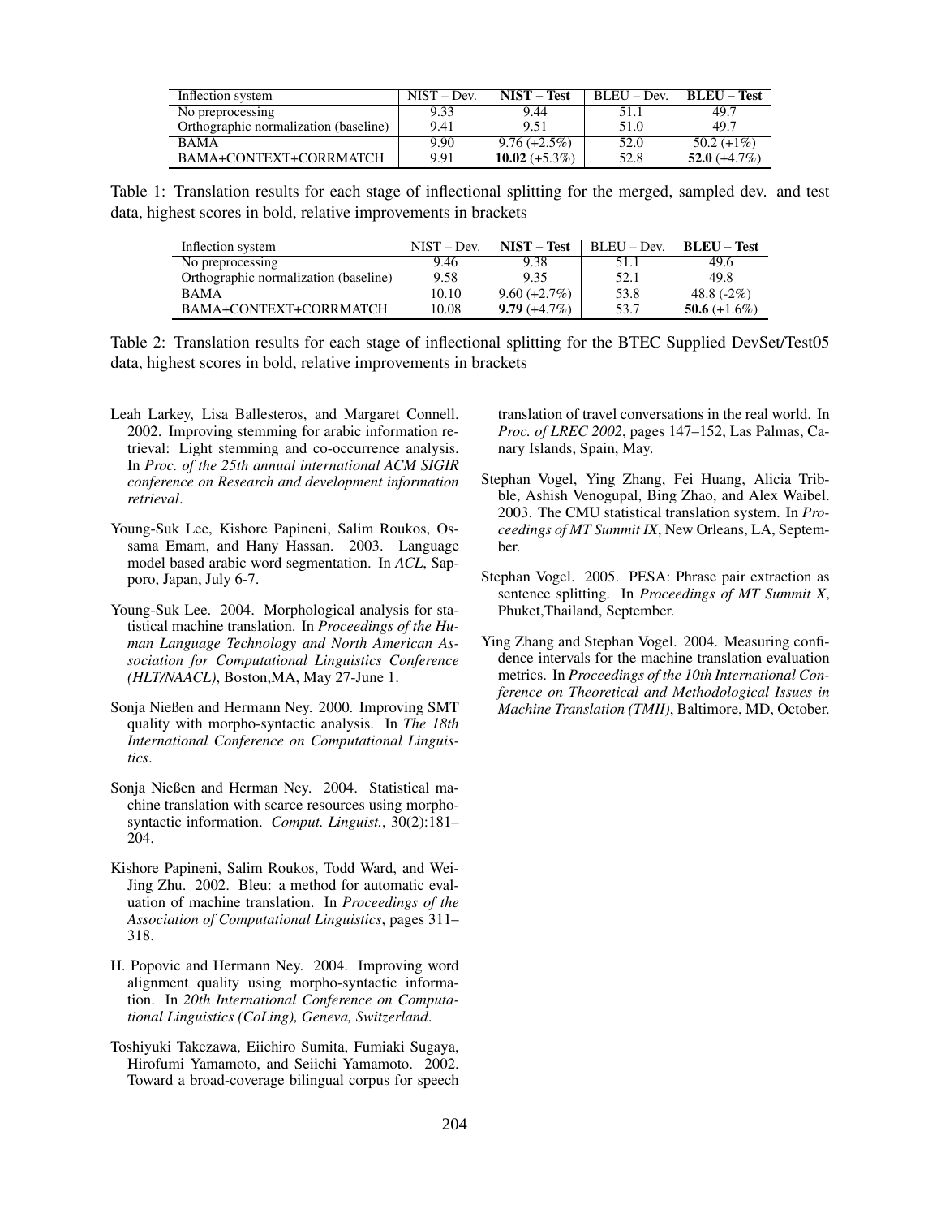| Inflection system | NIST – Dev. | **NIST – Test** | BLEU – Dev. | **BLEU – Test** |
|---|---|---|---|---|
| No preprocessing | 9.33 | 9.44 | 51.1 | 49.7 |
| Orthographic normalization (baseline) | 9.41 | 9.51 | 51.0 | 49.7 |
| BAMA | 9.90 | 9.76 (+2.5%) | 52.0 | 50.2 (+1%) |
| BAMA+CONTEXT+CORRMATCH | 9.91 | **10.02** (+5.3%) | 52.8 | **52.0** (+4.7%) |

Table 1: Translation results for each stage of inflectional splitting for the merged, sampled dev. and test data, highest scores in bold, relative improvements in brackets

| Inflection system | NIST – Dev. | **NIST – Test** | BLEU – Dev. | **BLEU – Test** |
|---|---|---|---|---|
| No preprocessing | 9.46 | 9.38 | 51.1 | 49.6 |
| Orthographic normalization (baseline) | 9.58 | 9.35 | 52.1 | 49.8 |
| BAMA | 10.10 | 9.60 (+2.7%) | 53.8 | 48.8 (-2%) |
| BAMA+CONTEXT+CORRMATCH | 10.08 | **9.79** (+4.7%) | 53.7 | **50.6** (+1.6%) |

Table 2: Translation results for each stage of inflectional splitting for the BTEC Supplied DevSet/Test05 data, highest scores in bold, relative improvements in brackets

Leah Larkey, Lisa Ballesteros, and Margaret Connell. 2002. Improving stemming for arabic information retrieval: Light stemming and co-occurrence analysis. In *Proc. of the 25th annual international ACM SIGIR conference on Research and development information retrieval*.

Young-Suk Lee, Kishore Papineni, Salim Roukos, Ossama Emam, and Hany Hassan. 2003. Language model based arabic word segmentation. In *ACL*, Sapporo, Japan, July 6-7.

Young-Suk Lee. 2004. Morphological analysis for statistical machine translation. In *Proceedings of the Human Language Technology and North American Association for Computational Linguistics Conference (HLT/NAACL)*, Boston,MA, May 27-June 1.

Sonja Nießen and Hermann Ney. 2000. Improving SMT quality with morpho-syntactic analysis. In *The 18th International Conference on Computational Linguistics*.

Sonja Nießen and Herman Ney. 2004. Statistical machine translation with scarce resources using morpho-syntactic information. *Comput. Linguist.*, 30(2):181–204.

Kishore Papineni, Salim Roukos, Todd Ward, and Wei-Jing Zhu. 2002. Bleu: a method for automatic evaluation of machine translation. In *Proceedings of the Association of Computational Linguistics*, pages 311–318.

H. Popovic and Hermann Ney. 2004. Improving word alignment quality using morpho-syntactic information. In *20th International Conference on Computational Linguistics (CoLing), Geneva, Switzerland*.

Toshiyuki Takezawa, Eiichiro Sumita, Fumiaki Sugaya, Hirofumi Yamamoto, and Seiichi Yamamoto. 2002. Toward a broad-coverage bilingual corpus for speech translation of travel conversations in the real world. In *Proc. of LREC 2002*, pages 147–152, Las Palmas, Canary Islands, Spain, May.

Stephan Vogel, Ying Zhang, Fei Huang, Alicia Tribble, Ashish Venogupal, Bing Zhao, and Alex Waibel. 2003. The CMU statistical translation system. In *Proceedings of MT Summit IX*, New Orleans, LA, September.

Stephan Vogel. 2005. PESA: Phrase pair extraction as sentence splitting. In *Proceedings of MT Summit X*, Phuket,Thailand, September.

Ying Zhang and Stephan Vogel. 2004. Measuring confidence intervals for the machine translation evaluation metrics. In *Proceedings of the 10th International Conference on Theoretical and Methodological Issues in Machine Translation (TMII)*, Baltimore, MD, October.